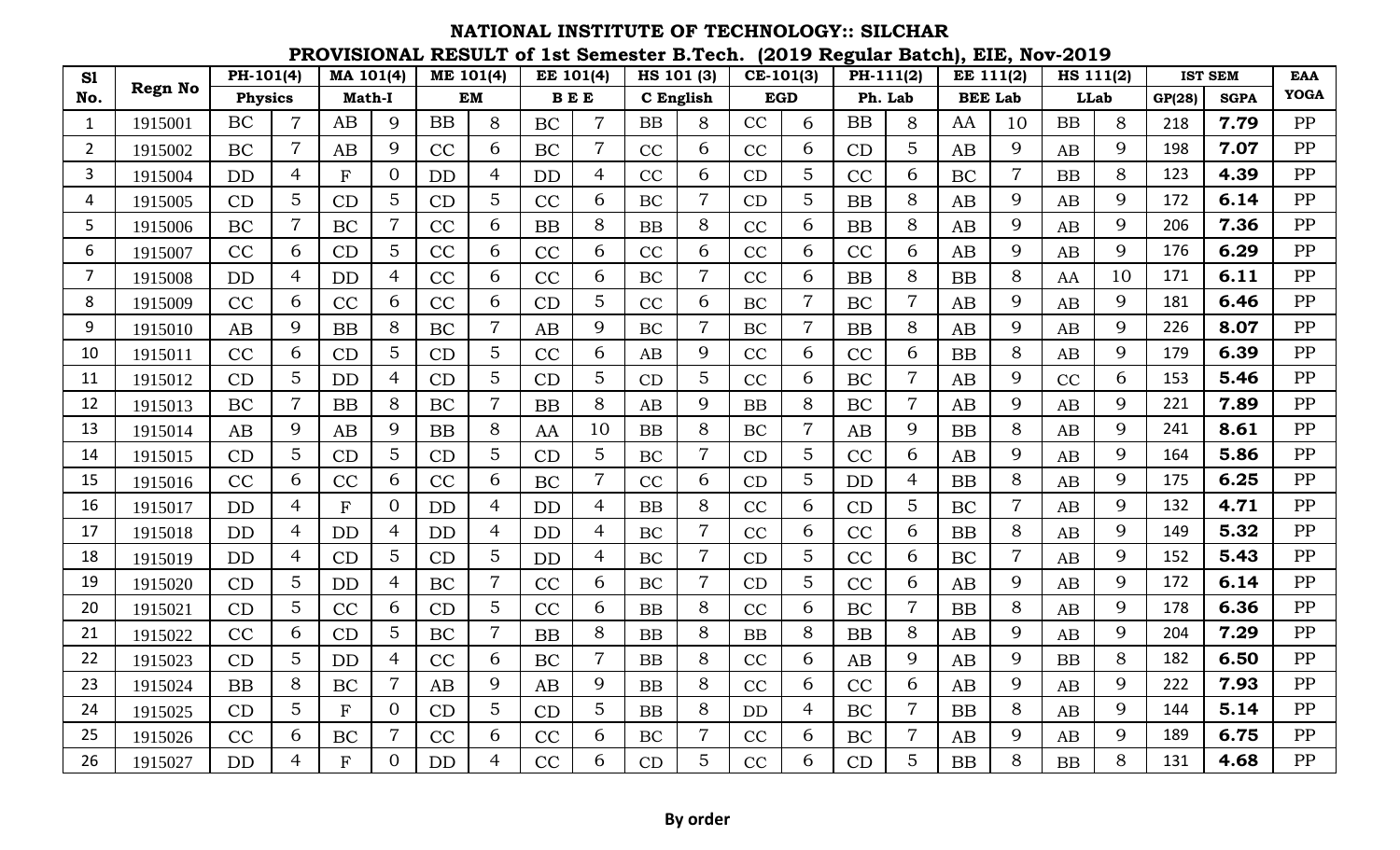# NATIONAL INSTITUTE OF TECHNOLOGY:: SILCHAR

## PROVISIONAL RESULT of 1st Semester B.Tech. (2019 Regular Batch), EIE, Nov-2019

| Sl No. | Regn No | PH-101(4) | | MA 101(4) | | ME 101(4) | | EE 101(4) | | HS 101 (3) | | CE-101(3) | | PH-111(2) | | EE 111(2) | | HS 111(2) | | IST SEM | | EAA |
|---|---|---|---|---|---|---|---|---|---|---|---|---|---|---|---|---|---|---|---|---|---|---|
| | | Physics | | Math-I | | EM | | B E E | | C English | | EGD | | Ph. Lab | | BEE Lab | | LLab | | GP(28) | SGPA | YOGA |
| 1 | 1915001 | BC | 7 | AB | 9 | BB | 8 | BC | 7 | BB | 8 | CC | 6 | BB | 8 | AA | 10 | BB | 8 | 218 | **7.79** | PP |
| 2 | 1915002 | BC | 7 | AB | 9 | CC | 6 | BC | 7 | CC | 6 | CC | 6 | CD | 5 | AB | 9 | AB | 9 | 198 | **7.07** | PP |
| 3 | 1915004 | DD | 4 | F | 0 | DD | 4 | DD | 4 | CC | 6 | CD | 5 | CC | 6 | BC | 7 | BB | 8 | 123 | **4.39** | PP |
| 4 | 1915005 | CD | 5 | CD | 5 | CD | 5 | CC | 6 | BC | 7 | CD | 5 | BB | 8 | AB | 9 | AB | 9 | 172 | **6.14** | PP |
| 5 | 1915006 | BC | 7 | BC | 7 | CC | 6 | BB | 8 | BB | 8 | CC | 6 | BB | 8 | AB | 9 | AB | 9 | 206 | **7.36** | PP |
| 6 | 1915007 | CC | 6 | CD | 5 | CC | 6 | CC | 6 | CC | 6 | CC | 6 | CC | 6 | AB | 9 | AB | 9 | 176 | **6.29** | PP |
| 7 | 1915008 | DD | 4 | DD | 4 | CC | 6 | CC | 6 | BC | 7 | CC | 6 | BB | 8 | BB | 8 | AA | 10 | 171 | **6.11** | PP |
| 8 | 1915009 | CC | 6 | CC | 6 | CC | 6 | CD | 5 | CC | 6 | BC | 7 | BC | 7 | AB | 9 | AB | 9 | 181 | **6.46** | PP |
| 9 | 1915010 | AB | 9 | BB | 8 | BC | 7 | AB | 9 | BC | 7 | BC | 7 | BB | 8 | AB | 9 | AB | 9 | 226 | **8.07** | PP |
| 10 | 1915011 | CC | 6 | CD | 5 | CD | 5 | CC | 6 | AB | 9 | CC | 6 | CC | 6 | BB | 8 | AB | 9 | 179 | **6.39** | PP |
| 11 | 1915012 | CD | 5 | DD | 4 | CD | 5 | CD | 5 | CD | 5 | CC | 6 | BC | 7 | AB | 9 | CC | 6 | 153 | **5.46** | PP |
| 12 | 1915013 | BC | 7 | BB | 8 | BC | 7 | BB | 8 | AB | 9 | BB | 8 | BC | 7 | AB | 9 | AB | 9 | 221 | **7.89** | PP |
| 13 | 1915014 | AB | 9 | AB | 9 | BB | 8 | AA | 10 | BB | 8 | BC | 7 | AB | 9 | BB | 8 | AB | 9 | 241 | **8.61** | PP |
| 14 | 1915015 | CD | 5 | CD | 5 | CD | 5 | CD | 5 | BC | 7 | CD | 5 | CC | 6 | AB | 9 | AB | 9 | 164 | **5.86** | PP |
| 15 | 1915016 | CC | 6 | CC | 6 | CC | 6 | BC | 7 | CC | 6 | CD | 5 | DD | 4 | BB | 8 | AB | 9 | 175 | **6.25** | PP |
| 16 | 1915017 | DD | 4 | F | 0 | DD | 4 | DD | 4 | BB | 8 | CC | 6 | CD | 5 | BC | 7 | AB | 9 | 132 | **4.71** | PP |
| 17 | 1915018 | DD | 4 | DD | 4 | DD | 4 | DD | 4 | BC | 7 | CC | 6 | CC | 6 | BB | 8 | AB | 9 | 149 | **5.32** | PP |
| 18 | 1915019 | DD | 4 | CD | 5 | CD | 5 | DD | 4 | BC | 7 | CD | 5 | CC | 6 | BC | 7 | AB | 9 | 152 | **5.43** | PP |
| 19 | 1915020 | CD | 5 | DD | 4 | BC | 7 | CC | 6 | BC | 7 | CD | 5 | CC | 6 | AB | 9 | AB | 9 | 172 | **6.14** | PP |
| 20 | 1915021 | CD | 5 | CC | 6 | CD | 5 | CC | 6 | BB | 8 | CC | 6 | BC | 7 | BB | 8 | AB | 9 | 178 | **6.36** | PP |
| 21 | 1915022 | CC | 6 | CD | 5 | BC | 7 | BB | 8 | BB | 8 | BB | 8 | BB | 8 | AB | 9 | AB | 9 | 204 | **7.29** | PP |
| 22 | 1915023 | CD | 5 | DD | 4 | CC | 6 | BC | 7 | BB | 8 | CC | 6 | AB | 9 | AB | 9 | BB | 8 | 182 | **6.50** | PP |
| 23 | 1915024 | BB | 8 | BC | 7 | AB | 9 | AB | 9 | BB | 8 | CC | 6 | CC | 6 | AB | 9 | AB | 9 | 222 | **7.93** | PP |
| 24 | 1915025 | CD | 5 | F | 0 | CD | 5 | CD | 5 | BB | 8 | DD | 4 | BC | 7 | BB | 8 | AB | 9 | 144 | **5.14** | PP |
| 25 | 1915026 | CC | 6 | BC | 7 | CC | 6 | CC | 6 | BC | 7 | CC | 6 | BC | 7 | AB | 9 | AB | 9 | 189 | **6.75** | PP |
| 26 | 1915027 | DD | 4 | F | 0 | DD | 4 | CC | 6 | CD | 5 | CC | 6 | CD | 5 | BB | 8 | BB | 8 | 131 | **4.68** | PP |

**By order**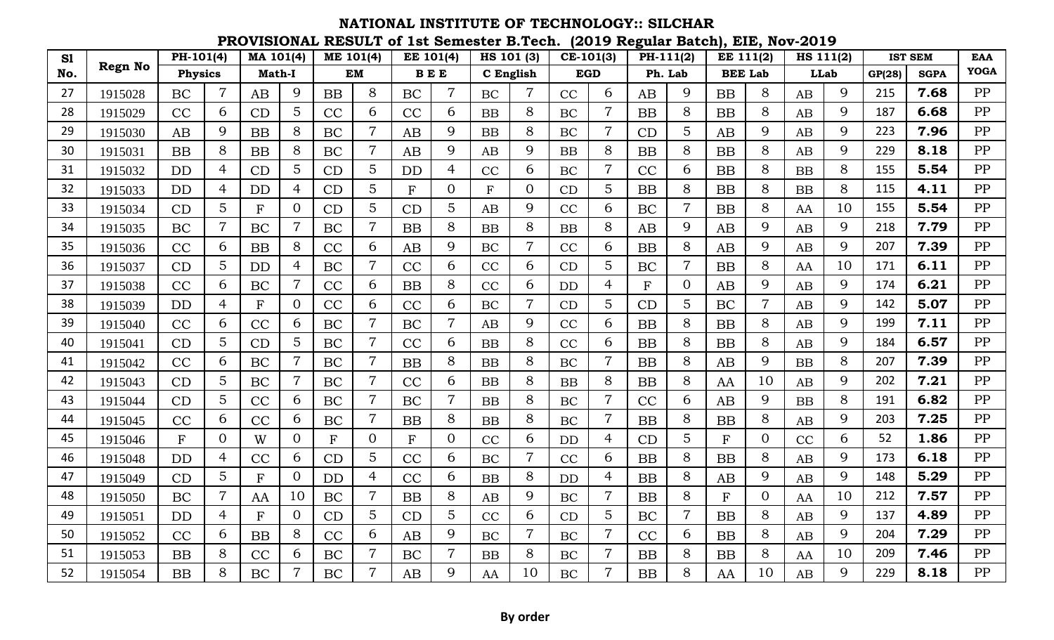# NATIONAL INSTITUTE OF TECHNOLOGY:: SILCHAR

## PROVISIONAL RESULT of 1st Semester B.Tech. (2019 Regular Batch), EIE, Nov-2019

| Sl No. | Regn No | PH-101(4) | | MA 101(4) | | ME 101(4) | | EE 101(4) | | HS 101 (3) | | CE-101(3) | | PH-111(2) | | EE 111(2) | | HS 111(2) | | IST SEM | | EAA |
|---|---|---|---|---|---|---|---|---|---|---|---|---|---|---|---|---|---|---|---|---|---|---|
| | | Physics | | Math-I | | EM | | B E E | | C English | | EGD | | Ph. Lab | | BEE Lab | | LLab | | GP(28) | SGPA | YOGA |
| 27 | 1915028 | BC | 7 | AB | 9 | BB | 8 | BC | 7 | BC | 7 | CC | 6 | AB | 9 | BB | 8 | AB | 9 | 215 | **7.68** | PP |
| 28 | 1915029 | CC | 6 | CD | 5 | CC | 6 | CC | 6 | BB | 8 | BC | 7 | BB | 8 | BB | 8 | AB | 9 | 187 | **6.68** | PP |
| 29 | 1915030 | AB | 9 | BB | 8 | BC | 7 | AB | 9 | BB | 8 | BC | 7 | CD | 5 | AB | 9 | AB | 9 | 223 | **7.96** | PP |
| 30 | 1915031 | BB | 8 | BB | 8 | BC | 7 | AB | 9 | AB | 9 | BB | 8 | BB | 8 | BB | 8 | AB | 9 | 229 | **8.18** | PP |
| 31 | 1915032 | DD | 4 | CD | 5 | CD | 5 | DD | 4 | CC | 6 | BC | 7 | CC | 6 | BB | 8 | BB | 8 | 155 | **5.54** | PP |
| 32 | 1915033 | DD | 4 | DD | 4 | CD | 5 | F | 0 | F | 0 | CD | 5 | BB | 8 | BB | 8 | BB | 8 | 115 | **4.11** | PP |
| 33 | 1915034 | CD | 5 | F | 0 | CD | 5 | CD | 5 | AB | 9 | CC | 6 | BC | 7 | BB | 8 | AA | 10 | 155 | **5.54** | PP |
| 34 | 1915035 | BC | 7 | BC | 7 | BC | 7 | BB | 8 | BB | 8 | BB | 8 | AB | 9 | AB | 9 | AB | 9 | 218 | **7.79** | PP |
| 35 | 1915036 | CC | 6 | BB | 8 | CC | 6 | AB | 9 | BC | 7 | CC | 6 | BB | 8 | AB | 9 | AB | 9 | 207 | **7.39** | PP |
| 36 | 1915037 | CD | 5 | DD | 4 | BC | 7 | CC | 6 | CC | 6 | CD | 5 | BC | 7 | BB | 8 | AA | 10 | 171 | **6.11** | PP |
| 37 | 1915038 | CC | 6 | BC | 7 | CC | 6 | BB | 8 | CC | 6 | DD | 4 | F | 0 | AB | 9 | AB | 9 | 174 | **6.21** | PP |
| 38 | 1915039 | DD | 4 | F | 0 | CC | 6 | CC | 6 | BC | 7 | CD | 5 | CD | 5 | BC | 7 | AB | 9 | 142 | **5.07** | PP |
| 39 | 1915040 | CC | 6 | CC | 6 | BC | 7 | BC | 7 | AB | 9 | CC | 6 | BB | 8 | BB | 8 | AB | 9 | 199 | **7.11** | PP |
| 40 | 1915041 | CD | 5 | CD | 5 | BC | 7 | CC | 6 | BB | 8 | CC | 6 | BB | 8 | BB | 8 | AB | 9 | 184 | **6.57** | PP |
| 41 | 1915042 | CC | 6 | BC | 7 | BC | 7 | BB | 8 | BB | 8 | BC | 7 | BB | 8 | AB | 9 | BB | 8 | 207 | **7.39** | PP |
| 42 | 1915043 | CD | 5 | BC | 7 | BC | 7 | CC | 6 | BB | 8 | BB | 8 | BB | 8 | AA | 10 | AB | 9 | 202 | **7.21** | PP |
| 43 | 1915044 | CD | 5 | CC | 6 | BC | 7 | BC | 7 | BB | 8 | BC | 7 | CC | 6 | AB | 9 | BB | 8 | 191 | **6.82** | PP |
| 44 | 1915045 | CC | 6 | CC | 6 | BC | 7 | BB | 8 | BB | 8 | BC | 7 | BB | 8 | BB | 8 | AB | 9 | 203 | **7.25** | PP |
| 45 | 1915046 | F | 0 | W | 0 | F | 0 | F | 0 | CC | 6 | DD | 4 | CD | 5 | F | 0 | CC | 6 | 52 | **1.86** | PP |
| 46 | 1915048 | DD | 4 | CC | 6 | CD | 5 | CC | 6 | BC | 7 | CC | 6 | BB | 8 | BB | 8 | AB | 9 | 173 | **6.18** | PP |
| 47 | 1915049 | CD | 5 | F | 0 | DD | 4 | CC | 6 | BB | 8 | DD | 4 | BB | 8 | AB | 9 | AB | 9 | 148 | **5.29** | PP |
| 48 | 1915050 | BC | 7 | AA | 10 | BC | 7 | BB | 8 | AB | 9 | BC | 7 | BB | 8 | F | 0 | AA | 10 | 212 | **7.57** | PP |
| 49 | 1915051 | DD | 4 | F | 0 | CD | 5 | CD | 5 | CC | 6 | CD | 5 | BC | 7 | BB | 8 | AB | 9 | 137 | **4.89** | PP |
| 50 | 1915052 | CC | 6 | BB | 8 | CC | 6 | AB | 9 | BC | 7 | BC | 7 | CC | 6 | BB | 8 | AB | 9 | 204 | **7.29** | PP |
| 51 | 1915053 | BB | 8 | CC | 6 | BC | 7 | BC | 7 | BB | 8 | BC | 7 | BB | 8 | BB | 8 | AA | 10 | 209 | **7.46** | PP |
| 52 | 1915054 | BB | 8 | BC | 7 | BC | 7 | AB | 9 | AA | 10 | BC | 7 | BB | 8 | AA | 10 | AB | 9 | 229 | **8.18** | PP |

**By order**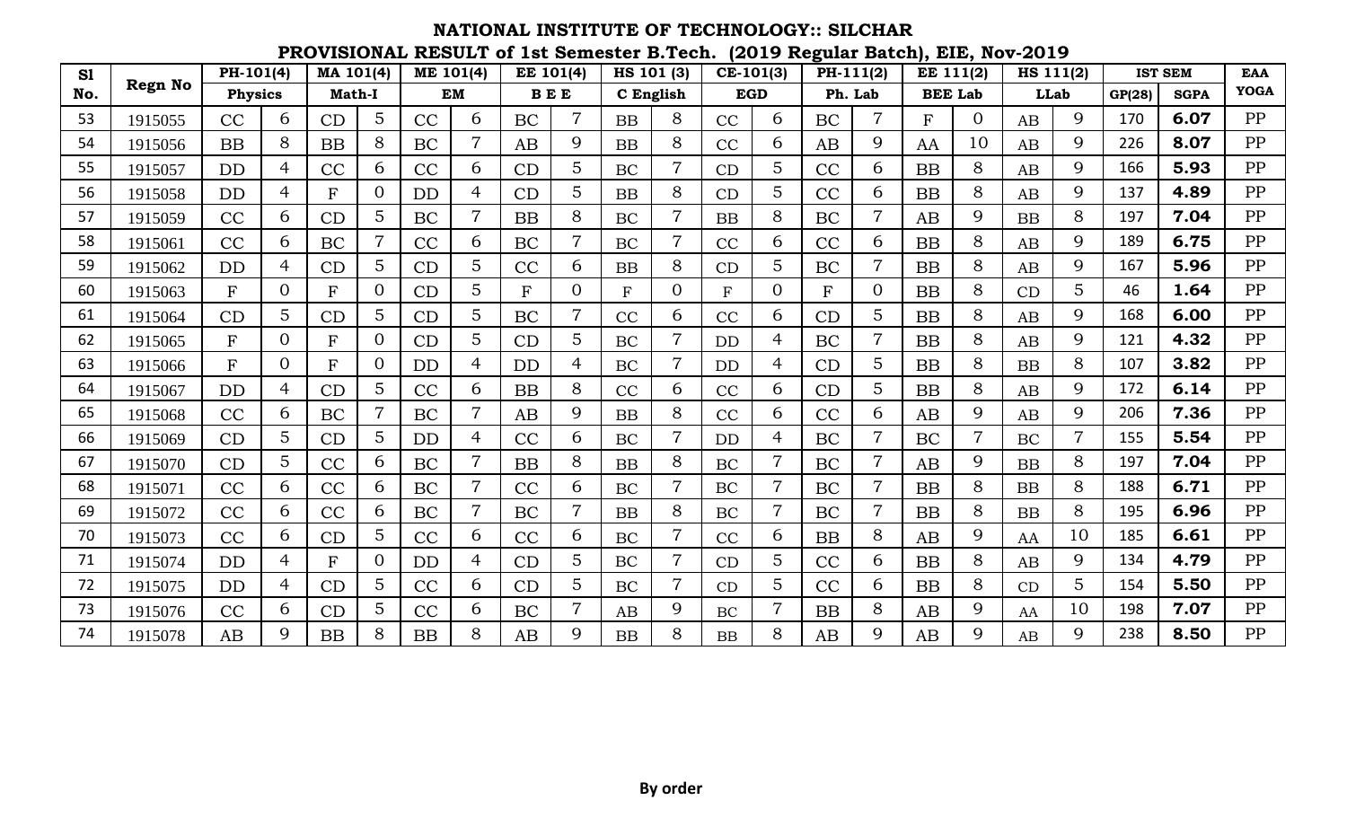# NATIONAL INSTITUTE OF TECHNOLOGY:: SILCHAR

## PROVISIONAL RESULT of 1st Semester B.Tech. (2019 Regular Batch), EIE, Nov-2019

| Sl No. | Regn No | PH-101(4) | | MA 101(4) | | ME 101(4) | | EE 101(4) | | HS 101 (3) | | CE-101(3) | | PH-111(2) | | EE 111(2) | | HS 111(2) | | IST SEM | | EAA |
|---|---|---|---|---|---|---|---|---|---|---|---|---|---|---|---|---|---|---|---|---|---|---|
| | | Physics | | Math-I | | EM | | B E E | | C English | | EGD | | Ph. Lab | | BEE Lab | | LLab | | GP(28) | SGPA | YOGA |
| 53 | 1915055 | CC | 6 | CD | 5 | CC | 6 | BC | 7 | BB | 8 | CC | 6 | BC | 7 | F | 0 | AB | 9 | 170 | **6.07** | PP |
| 54 | 1915056 | BB | 8 | BB | 8 | BC | 7 | AB | 9 | BB | 8 | CC | 6 | AB | 9 | AA | 10 | AB | 9 | 226 | **8.07** | PP |
| 55 | 1915057 | DD | 4 | CC | 6 | CC | 6 | CD | 5 | BC | 7 | CD | 5 | CC | 6 | BB | 8 | AB | 9 | 166 | **5.93** | PP |
| 56 | 1915058 | DD | 4 | F | 0 | DD | 4 | CD | 5 | BB | 8 | CD | 5 | CC | 6 | BB | 8 | AB | 9 | 137 | **4.89** | PP |
| 57 | 1915059 | CC | 6 | CD | 5 | BC | 7 | BB | 8 | BC | 7 | BB | 8 | BC | 7 | AB | 9 | BB | 8 | 197 | **7.04** | PP |
| 58 | 1915061 | CC | 6 | BC | 7 | CC | 6 | BC | 7 | BC | 7 | CC | 6 | CC | 6 | BB | 8 | AB | 9 | 189 | **6.75** | PP |
| 59 | 1915062 | DD | 4 | CD | 5 | CD | 5 | CC | 6 | BB | 8 | CD | 5 | BC | 7 | BB | 8 | AB | 9 | 167 | **5.96** | PP |
| 60 | 1915063 | F | 0 | F | 0 | CD | 5 | F | 0 | F | 0 | F | 0 | F | 0 | BB | 8 | CD | 5 | 46 | **1.64** | PP |
| 61 | 1915064 | CD | 5 | CD | 5 | CD | 5 | BC | 7 | CC | 6 | CC | 6 | CD | 5 | BB | 8 | AB | 9 | 168 | **6.00** | PP |
| 62 | 1915065 | F | 0 | F | 0 | CD | 5 | CD | 5 | BC | 7 | DD | 4 | BC | 7 | BB | 8 | AB | 9 | 121 | **4.32** | PP |
| 63 | 1915066 | F | 0 | F | 0 | DD | 4 | DD | 4 | BC | 7 | DD | 4 | CD | 5 | BB | 8 | BB | 8 | 107 | **3.82** | PP |
| 64 | 1915067 | DD | 4 | CD | 5 | CC | 6 | BB | 8 | CC | 6 | CC | 6 | CD | 5 | BB | 8 | AB | 9 | 172 | **6.14** | PP |
| 65 | 1915068 | CC | 6 | BC | 7 | BC | 7 | AB | 9 | BB | 8 | CC | 6 | CC | 6 | AB | 9 | AB | 9 | 206 | **7.36** | PP |
| 66 | 1915069 | CD | 5 | CD | 5 | DD | 4 | CC | 6 | BC | 7 | DD | 4 | BC | 7 | BC | 7 | BC | 7 | 155 | **5.54** | PP |
| 67 | 1915070 | CD | 5 | CC | 6 | BC | 7 | BB | 8 | BB | 8 | BC | 7 | BC | 7 | AB | 9 | BB | 8 | 197 | **7.04** | PP |
| 68 | 1915071 | CC | 6 | CC | 6 | BC | 7 | CC | 6 | BC | 7 | BC | 7 | BC | 7 | BB | 8 | BB | 8 | 188 | **6.71** | PP |
| 69 | 1915072 | CC | 6 | CC | 6 | BC | 7 | BC | 7 | BB | 8 | BC | 7 | BC | 7 | BB | 8 | BB | 8 | 195 | **6.96** | PP |
| 70 | 1915073 | CC | 6 | CD | 5 | CC | 6 | CC | 6 | BC | 7 | CC | 6 | BB | 8 | AB | 9 | AA | 10 | 185 | **6.61** | PP |
| 71 | 1915074 | DD | 4 | F | 0 | DD | 4 | CD | 5 | BC | 7 | CD | 5 | CC | 6 | BB | 8 | AB | 9 | 134 | **4.79** | PP |
| 72 | 1915075 | DD | 4 | CD | 5 | CC | 6 | CD | 5 | BC | 7 | CD | 5 | CC | 6 | BB | 8 | CD | 5 | 154 | **5.50** | PP |
| 73 | 1915076 | CC | 6 | CD | 5 | CC | 6 | BC | 7 | AB | 9 | BC | 7 | BB | 8 | AB | 9 | AA | 10 | 198 | **7.07** | PP |
| 74 | 1915078 | AB | 9 | BB | 8 | BB | 8 | AB | 9 | BB | 8 | BB | 8 | AB | 9 | AB | 9 | AB | 9 | 238 | **8.50** | PP |

**By order**